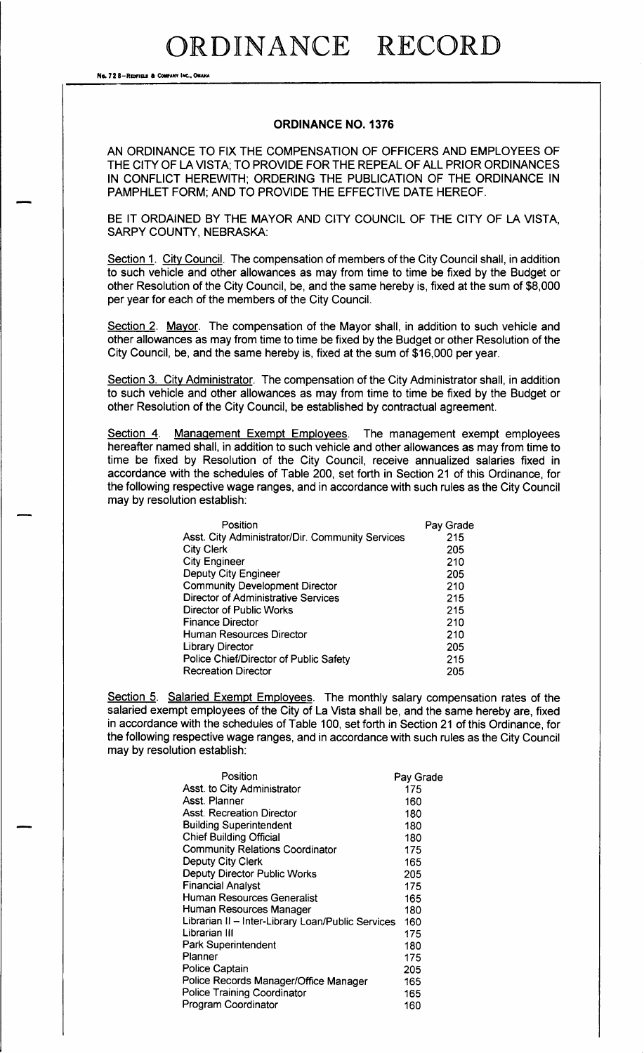# ORDINANCE RECORD

No. 72 8—REDFIELD & COMPANY INC., OMAHA

## ORDINANCE NO. 1376

AN ORDINANCE TO FIX THE COMPENSATION OF OFFICERS AND EMPLOYEES OF THE CITY OF LA VISTA; TO PROVIDE FOR THE REPEAL OF ALL PRIOR ORDINANCES IN CONFLICT HEREWITH; ORDERING THE PUBLICATION OF THE ORDINANCE IN PAMPHLET FORM; AND TO PROVIDE THE EFFECTIVE DATE HEREOF.

BE IT ORDAINED BY THE MAYOR AND CITY COUNCIL OF THE CITY OF LA VISTA, SARPY COUNTY, NEBRASKA:

Section 1. City Council. The compensation of members of the City Council shall, in addition to such vehicle and other allowances as may from time to time be fixed by the Budget or other Resolution of the City Council, be, and the same hereby is, fixed at the sum of $8,000 per year for each of the members of the City Council.

Section 2. Mayor. The compensation of the Mayor shall, in addition to such vehicle and other allowances as may from time to time be fixed by the Budget or other Resolution of the City Council, be, and the same hereby is, fixed at the sum of $16,000 per year.

Section 3. City Administrator. The compensation of the City Administrator shall, in addition to such vehicle and other allowances as may from time to time be fixed by the Budget or other Resolution of the City Council, be established by contractual agreement.

Section 4. Management Exempt Employees. The management exempt employees hereafter named shall, in addition to such vehicle and other allowances as may from time to time be fixed by Resolution of the City Council, receive annualized salaries fixed in accordance with the schedules of Table 200, set forth in Section 21 of this Ordinance, for the following respective wage ranges, and in accordance with such rules as the City Council may by resolution establish:

| Position | Pay Grade |
|---|---|
| Asst. City Administrator/Dir. Community Services | 215 |
| City Clerk | 205 |
| City Engineer | 210 |
| Deputy City Engineer | 205 |
| Community Development Director | 210 |
| Director of Administrative Services | 215 |
| Director of Public Works | 215 |
| Finance Director | 210 |
| Human Resources Director | 210 |
| Library Director | 205 |
| Police Chief/Director of Public Safety | 215 |
| Recreation Director | 205 |

Section 5. Salaried Exempt Employees. The monthly salary compensation rates of the salaried exempt employees of the City of La Vista shall be, and the same hereby are, fixed in accordance with the schedules of Table 100, set forth in Section 21 of this Ordinance, for the following respective wage ranges, and in accordance with such rules as the City Council may by resolution establish:

| Position | Pay Grade |
|---|---|
| Asst. to City Administrator | 175 |
| Asst. Planner | 160 |
| Asst. Recreation Director | 180 |
| Building Superintendent | 180 |
| Chief Building Official | 180 |
| Community Relations Coordinator | 175 |
| Deputy City Clerk | 165 |
| Deputy Director Public Works | 205 |
| Financial Analyst | 175 |
| Human Resources Generalist | 165 |
| Human Resources Manager | 180 |
| Librarian II – Inter-Library Loan/Public Services | 160 |
| Librarian III | 175 |
| Park Superintendent | 180 |
| Planner | 175 |
| Police Captain | 205 |
| Police Records Manager/Office Manager | 165 |
| Police Training Coordinator | 165 |
| Program Coordinator | 160 |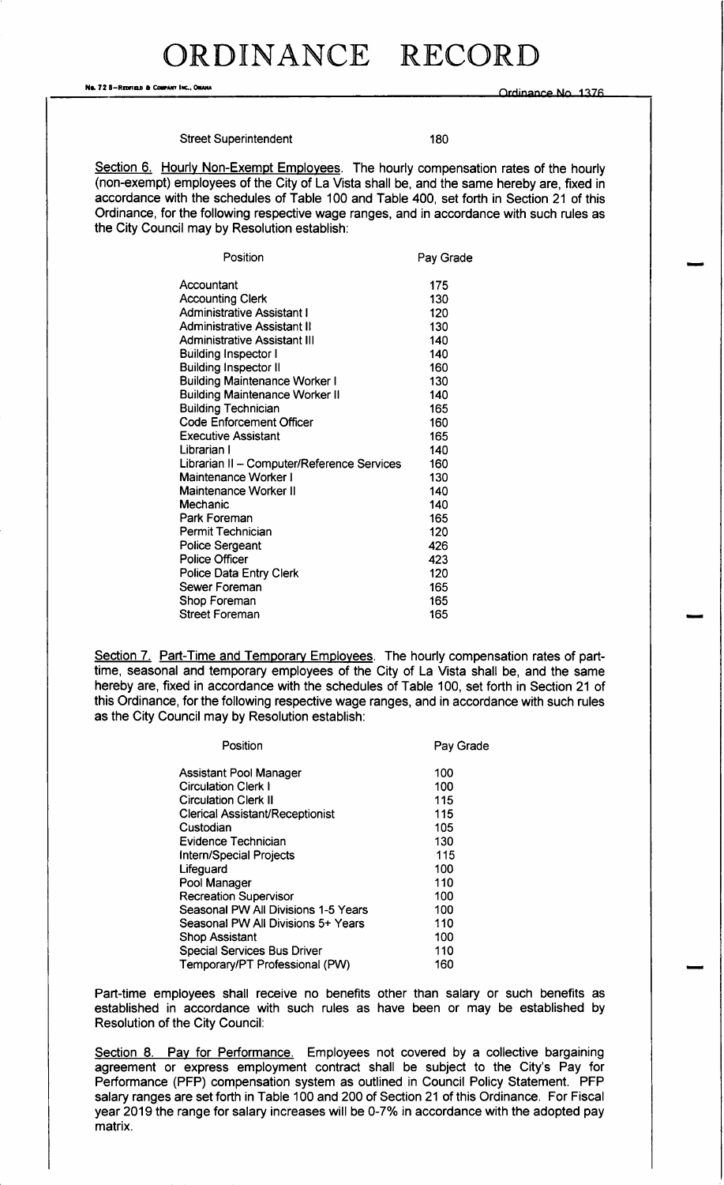| | |
|---|---|
| Street Superintendent | 180 |

Section 6. Hourly Non-Exempt Employees. The hourly compensation rates of the hourly (non-exempt) employees of the City of La Vista shall be, and the same hereby are, fixed in accordance with the schedules of Table 100 and Table 400, set forth in Section 21 of this Ordinance, for the following respective wage ranges, and in accordance with such rules as the City Council may by Resolution establish:

| Position | Pay Grade |
|---|---|
| Accountant | 175 |
| Accounting Clerk | 130 |
| Administrative Assistant I | 120 |
| Administrative Assistant II | 130 |
| Administrative Assistant III | 140 |
| Building Inspector I | 140 |
| Building Inspector II | 160 |
| Building Maintenance Worker I | 130 |
| Building Maintenance Worker II | 140 |
| Building Technician | 165 |
| Code Enforcement Officer | 160 |
| Executive Assistant | 165 |
| Librarian I | 140 |
| Librarian II – Computer/Reference Services | 160 |
| Maintenance Worker I | 130 |
| Maintenance Worker II | 140 |
| Mechanic | 140 |
| Park Foreman | 165 |
| Permit Technician | 120 |
| Police Sergeant | 426 |
| Police Officer | 423 |
| Police Data Entry Clerk | 120 |
| Sewer Foreman | 165 |
| Shop Foreman | 165 |
| Street Foreman | 165 |

Section 7. Part-Time and Temporary Employees. The hourly compensation rates of part-time, seasonal and temporary employees of the City of La Vista shall be, and the same hereby are, fixed in accordance with the schedules of Table 100, set forth in Section 21 of this Ordinance, for the following respective wage ranges, and in accordance with such rules as the City Council may by Resolution establish:

| Position | Pay Grade |
|---|---|
| Assistant Pool Manager | 100 |
| Circulation Clerk I | 100 |
| Circulation Clerk II | 115 |
| Clerical Assistant/Receptionist | 115 |
| Custodian | 105 |
| Evidence Technician | 130 |
| Intern/Special Projects | 115 |
| Lifeguard | 100 |
| Pool Manager | 110 |
| Recreation Supervisor | 100 |
| Seasonal PW All Divisions 1-5 Years | 100 |
| Seasonal PW All Divisions 5+ Years | 110 |
| Shop Assistant | 100 |
| Special Services Bus Driver | 110 |
| Temporary/PT Professional (PW) | 160 |

Part-time employees shall receive no benefits other than salary or such benefits as established in accordance with such rules as have been or may be established by Resolution of the City Council:

Section 8. Pay for Performance. Employees not covered by a collective bargaining agreement or express employment contract shall be subject to the City's Pay for Performance (PFP) compensation system as outlined in Council Policy Statement. PFP salary ranges are set forth in Table 100 and 200 of Section 21 of this Ordinance. For Fiscal year 2019 the range for salary increases will be 0-7% in accordance with the adopted pay matrix.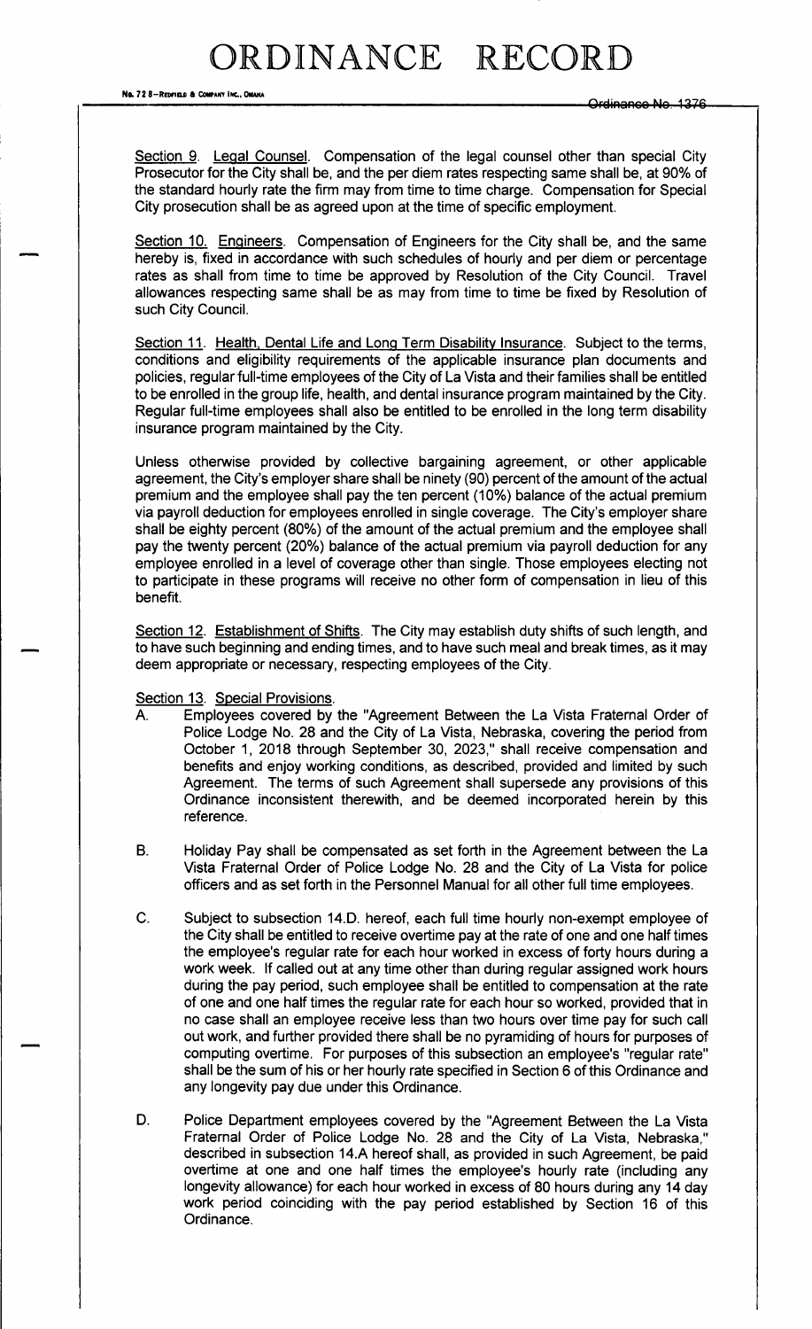Section 9. Legal Counsel. Compensation of the legal counsel other than special City Prosecutor for the City shall be, and the per diem rates respecting same shall be, at 90% of the standard hourly rate the firm may from time to time charge. Compensation for Special City prosecution shall be as agreed upon at the time of specific employment.

Section 10. Engineers. Compensation of Engineers for the City shall be, and the same hereby is, fixed in accordance with such schedules of hourly and per diem or percentage rates as shall from time to time be approved by Resolution of the City Council. Travel allowances respecting same shall be as may from time to time be fixed by Resolution of such City Council.

Section 11. Health, Dental Life and Long Term Disability Insurance. Subject to the terms, conditions and eligibility requirements of the applicable insurance plan documents and policies, regular full-time employees of the City of La Vista and their families shall be entitled to be enrolled in the group life, health, and dental insurance program maintained by the City. Regular full-time employees shall also be entitled to be enrolled in the long term disability insurance program maintained by the City.

Unless otherwise provided by collective bargaining agreement, or other applicable agreement, the City's employer share shall be ninety (90) percent of the amount of the actual premium and the employee shall pay the ten percent (10%) balance of the actual premium via payroll deduction for employees enrolled in single coverage. The City's employer share shall be eighty percent (80%) of the amount of the actual premium and the employee shall pay the twenty percent (20%) balance of the actual premium via payroll deduction for any employee enrolled in a level of coverage other than single. Those employees electing not to participate in these programs will receive no other form of compensation in lieu of this benefit.

Section 12. Establishment of Shifts. The City may establish duty shifts of such length, and to have such beginning and ending times, and to have such meal and break times, as it may deem appropriate or necessary, respecting employees of the City.

Section 13. Special Provisions.

A. Employees covered by the "Agreement Between the La Vista Fraternal Order of Police Lodge No. 28 and the City of La Vista, Nebraska, covering the period from October 1, 2018 through September 30, 2023," shall receive compensation and benefits and enjoy working conditions, as described, provided and limited by such Agreement. The terms of such Agreement shall supersede any provisions of this Ordinance inconsistent therewith, and be deemed incorporated herein by this reference.

B. Holiday Pay shall be compensated as set forth in the Agreement between the La Vista Fraternal Order of Police Lodge No. 28 and the City of La Vista for police officers and as set forth in the Personnel Manual for all other full time employees.

C. Subject to subsection 14.D. hereof, each full time hourly non-exempt employee of the City shall be entitled to receive overtime pay at the rate of one and one half times the employee's regular rate for each hour worked in excess of forty hours during a work week. If called out at any time other than during regular assigned work hours during the pay period, such employee shall be entitled to compensation at the rate of one and one half times the regular rate for each hour so worked, provided that in no case shall an employee receive less than two hours over time pay for such call out work, and further provided there shall be no pyramiding of hours for purposes of computing overtime. For purposes of this subsection an employee's "regular rate" shall be the sum of his or her hourly rate specified in Section 6 of this Ordinance and any longevity pay due under this Ordinance.

D. Police Department employees covered by the "Agreement Between the La Vista Fraternal Order of Police Lodge No. 28 and the City of La Vista, Nebraska," described in subsection 14.A hereof shall, as provided in such Agreement, be paid overtime at one and one half times the employee's hourly rate (including any longevity allowance) for each hour worked in excess of 80 hours during any 14 day work period coinciding with the pay period established by Section 16 of this Ordinance.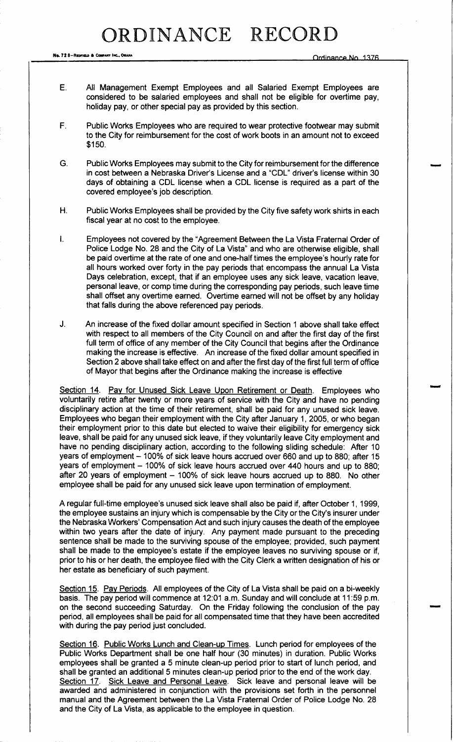E. All Management Exempt Employees and all Salaried Exempt Employees are considered to be salaried employees and shall not be eligible for overtime pay, holiday pay, or other special pay as provided by this section.

F. Public Works Employees who are required to wear protective footwear may submit to the City for reimbursement for the cost of work boots in an amount not to exceed $150.

G. Public Works Employees may submit to the City for reimbursement for the difference in cost between a Nebraska Driver's License and a "CDL" driver's license within 30 days of obtaining a CDL license when a CDL license is required as a part of the covered employee's job description.

H. Public Works Employees shall be provided by the City five safety work shirts in each fiscal year at no cost to the employee.

I. Employees not covered by the "Agreement Between the La Vista Fraternal Order of Police Lodge No. 28 and the City of La Vista" and who are otherwise eligible, shall be paid overtime at the rate of one and one-half times the employee's hourly rate for all hours worked over forty in the pay periods that encompass the annual La Vista Days celebration, except, that if an employee uses any sick leave, vacation leave, personal leave, or comp time during the corresponding pay periods, such leave time shall offset any overtime earned. Overtime earned will not be offset by any holiday that falls during the above referenced pay periods.

J. An increase of the fixed dollar amount specified in Section 1 above shall take effect with respect to all members of the City Council on and after the first day of the first full term of office of any member of the City Council that begins after the Ordinance making the increase is effective. An increase of the fixed dollar amount specified in Section 2 above shall take effect on and after the first day of the first full term of office of Mayor that begins after the Ordinance making the increase is effective

Section 14. Pay for Unused Sick Leave Upon Retirement or Death. Employees who voluntarily retire after twenty or more years of service with the City and have no pending disciplinary action at the time of their retirement, shall be paid for any unused sick leave. Employees who began their employment with the City after January 1, 2005, or who began their employment prior to this date but elected to waive their eligibility for emergency sick leave, shall be paid for any unused sick leave, if they voluntarily leave City employment and have no pending disciplinary action, according to the following sliding schedule: After 10 years of employment – 100% of sick leave hours accrued over 660 and up to 880; after 15 years of employment – 100% of sick leave hours accrued over 440 hours and up to 880; after 20 years of employment – 100% of sick leave hours accrued up to 880. No other employee shall be paid for any unused sick leave upon termination of employment.

A regular full-time employee's unused sick leave shall also be paid if, after October 1, 1999, the employee sustains an injury which is compensable by the City or the City's insurer under the Nebraska Workers' Compensation Act and such injury causes the death of the employee within two years after the date of injury. Any payment made pursuant to the preceding sentence shall be made to the surviving spouse of the employee; provided, such payment shall be made to the employee's estate if the employee leaves no surviving spouse or if, prior to his or her death, the employee filed with the City Clerk a written designation of his or her estate as beneficiary of such payment.

Section 15. Pay Periods. All employees of the City of La Vista shall be paid on a bi-weekly basis. The pay period will commence at 12:01 a.m. Sunday and will conclude at 11:59 p.m. on the second succeeding Saturday. On the Friday following the conclusion of the pay period, all employees shall be paid for all compensated time that they have been accredited with during the pay period just concluded.

Section 16. Public Works Lunch and Clean-up Times. Lunch period for employees of the Public Works Department shall be one half hour (30 minutes) in duration. Public Works employees shall be granted a 5 minute clean-up period prior to start of lunch period, and shall be granted an additional 5 minutes clean-up period prior to the end of the work day.

Section 17. Sick Leave and Personal Leave. Sick leave and personal leave will be awarded and administered in conjunction with the provisions set forth in the personnel manual and the Agreement between the La Vista Fraternal Order of Police Lodge No. 28 and the City of La Vista, as applicable to the employee in question.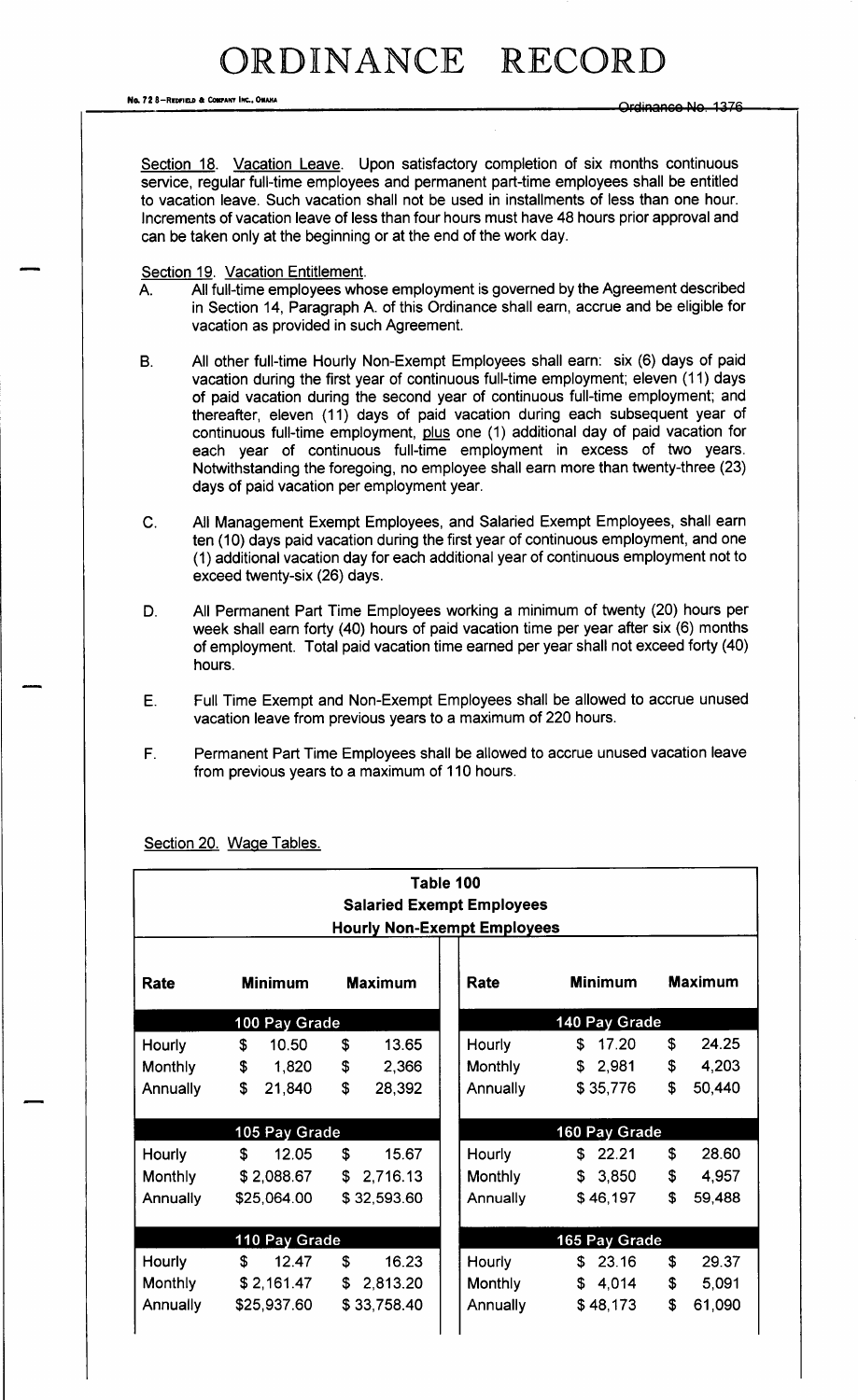Section 18. Vacation Leave. Upon satisfactory completion of six months continuous service, regular full-time employees and permanent part-time employees shall be entitled to vacation leave. Such vacation shall not be used in installments of less than one hour. Increments of vacation leave of less than four hours must have 48 hours prior approval and can be taken only at the beginning or at the end of the work day.

Section 19. Vacation Entitlement.

A. All full-time employees whose employment is governed by the Agreement described in Section 14, Paragraph A. of this Ordinance shall earn, accrue and be eligible for vacation as provided in such Agreement.

B. All other full-time Hourly Non-Exempt Employees shall earn: six (6) days of paid vacation during the first year of continuous full-time employment; eleven (11) days of paid vacation during the second year of continuous full-time employment; and thereafter, eleven (11) days of paid vacation during each subsequent year of continuous full-time employment, plus one (1) additional day of paid vacation for each year of continuous full-time employment in excess of two years. Notwithstanding the foregoing, no employee shall earn more than twenty-three (23) days of paid vacation per employment year.

C. All Management Exempt Employees, and Salaried Exempt Employees, shall earn ten (10) days paid vacation during the first year of continuous employment, and one (1) additional vacation day for each additional year of continuous employment not to exceed twenty-six (26) days.

D. All Permanent Part Time Employees working a minimum of twenty (20) hours per week shall earn forty (40) hours of paid vacation time per year after six (6) months of employment. Total paid vacation time earned per year shall not exceed forty (40) hours.

E. Full Time Exempt and Non-Exempt Employees shall be allowed to accrue unused vacation leave from previous years to a maximum of 220 hours.

F. Permanent Part Time Employees shall be allowed to accrue unused vacation leave from previous years to a maximum of 110 hours.

Section 20. Wage Tables.

**Table 100**
**Salaried Exempt Employees**
**Hourly Non-Exempt Employees**

| Rate | Minimum | Maximum | Rate | Minimum | Maximum |
|---|---|---|---|---|---|
| | **100 Pay Grade** | | | **140 Pay Grade** | |
| Hourly | $ 10.50 | $ 13.65 | Hourly | $ 17.20 | $ 24.25 |
| Monthly | $ 1,820 | $ 2,366 | Monthly | $ 2,981 | $ 4,203 |
| Annually | $ 21,840 | $ 28,392 | Annually | $ 35,776 | $ 50,440 |
| | **105 Pay Grade** | | | **160 Pay Grade** | |
| Hourly | $ 12.05 | $ 15.67 | Hourly | $ 22.21 | $ 28.60 |
| Monthly | $ 2,088.67 | $ 2,716.13 | Monthly | $ 3,850 | $ 4,957 |
| Annually | $25,064.00 | $ 32,593.60 | Annually | $ 46,197 | $ 59,488 |
| | **110 Pay Grade** | | | **165 Pay Grade** | |
| Hourly | $ 12.47 | $ 16.23 | Hourly | $ 23.16 | $ 29.37 |
| Monthly | $ 2,161.47 | $ 2,813.20 | Monthly | $ 4,014 | $ 5,091 |
| Annually | $25,937.60 | $ 33,758.40 | Annually | $ 48,173 | $ 61,090 |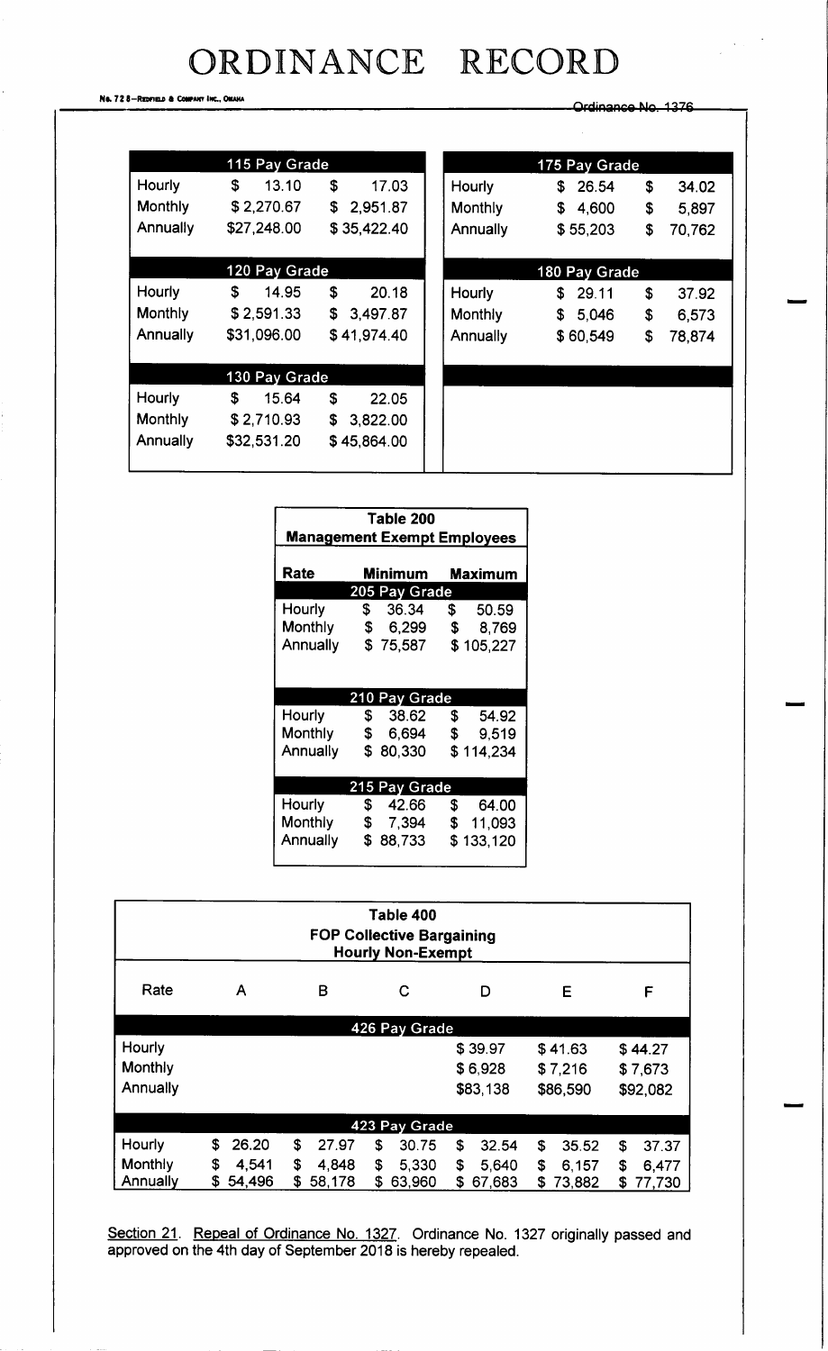# ORDINANCE RECORD

Ordinance No. 1376

| | | |
|---|---|---|
| **115 Pay Grade** | | |
| Hourly | $ 13.10 | $ 17.03 |
| Monthly | $ 2,270.67 | $ 2,951.87 |
| Annually | $27,248.00 | $ 35,422.40 |
| **120 Pay Grade** | | |
| Hourly | $ 14.95 | $ 20.18 |
| Monthly | $ 2,591.33 | $ 3,497.87 |
| Annually | $31,096.00 | $ 41,974.40 |
| **130 Pay Grade** | | |
| Hourly | $ 15.64 | $ 22.05 |
| Monthly | $ 2,710.93 | $ 3,822.00 |
| Annually | $32,531.20 | $ 45,864.00 |

| | | |
|---|---|---|
| **175 Pay Grade** | | |
| Hourly | $ 26.54 | $ 34.02 |
| Monthly | $ 4,600 | $ 5,897 |
| Annually | $ 55,203 | $ 70,762 |
| **180 Pay Grade** | | |
| Hourly | $ 29.11 | $ 37.92 |
| Monthly | $ 5,046 | $ 6,573 |
| Annually | $ 60,549 | $ 78,874 |

**Table 200**
**Management Exempt Employees**

| Rate | Minimum | Maximum |
|---|---|---|
| **205 Pay Grade** | | |
| Hourly | $ 36.34 | $ 50.59 |
| Monthly | $ 6,299 | $ 8,769 |
| Annually | $ 75,587 | $ 105,227 |
| **210 Pay Grade** | | |
| Hourly | $ 38.62 | $ 54.92 |
| Monthly | $ 6,694 | $ 9,519 |
| Annually | $ 80,330 | $ 114,234 |
| **215 Pay Grade** | | |
| Hourly | $ 42.66 | $ 64.00 |
| Monthly | $ 7,394 | $ 11,093 |
| Annually | $ 88,733 | $ 133,120 |

**Table 400**
**FOP Collective Bargaining**
**Hourly Non-Exempt**

| Rate | A | B | C | D | E | F |
|---|---|---|---|---|---|---|
| **426 Pay Grade** | | | | | | |
| Hourly | | | | $ 39.97 | $ 41.63 | $ 44.27 |
| Monthly | | | | $ 6,928 | $ 7,216 | $ 7,673 |
| Annually | | | | $83,138 | $86,590 | $92,082 |
| **423 Pay Grade** | | | | | | |
| Hourly | $ 26.20 | $ 27.97 | $ 30.75 | $ 32.54 | $ 35.52 | $ 37.37 |
| Monthly | $ 4,541 | $ 4,848 | $ 5,330 | $ 5,640 | $ 6,157 | $ 6,477 |
| Annually | $ 54,496 | $ 58,178 | $ 63,960 | $ 67,683 | $ 73,882 | $ 77,730 |

Section 21. Repeal of Ordinance No. 1327. Ordinance No. 1327 originally passed and approved on the 4th day of September 2018 is hereby repealed.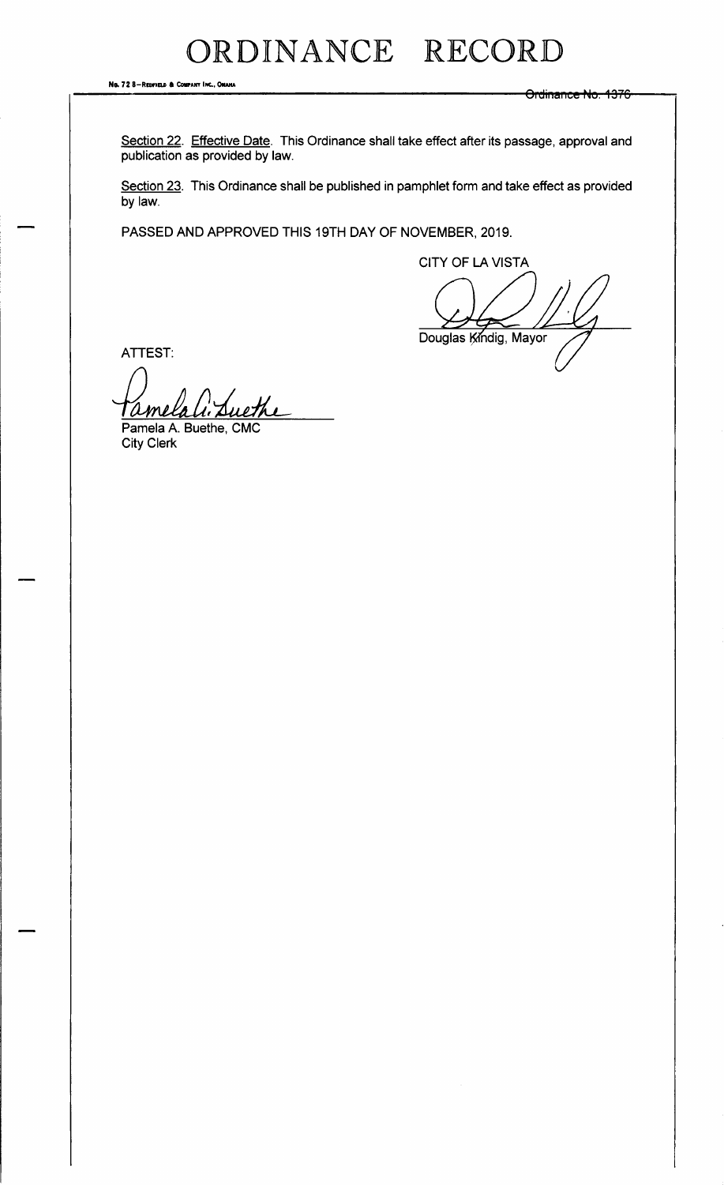Section 22. Effective Date. This Ordinance shall take effect after its passage, approval and publication as provided by law.

Section 23. This Ordinance shall be published in pamphlet form and take effect as provided by law.

PASSED AND APPROVED THIS 19TH DAY OF NOVEMBER, 2019.

CITY OF LA VISTA

Douglas Kindig, Mayor

ATTEST:

Pamela A. Buethe, CMC
City Clerk